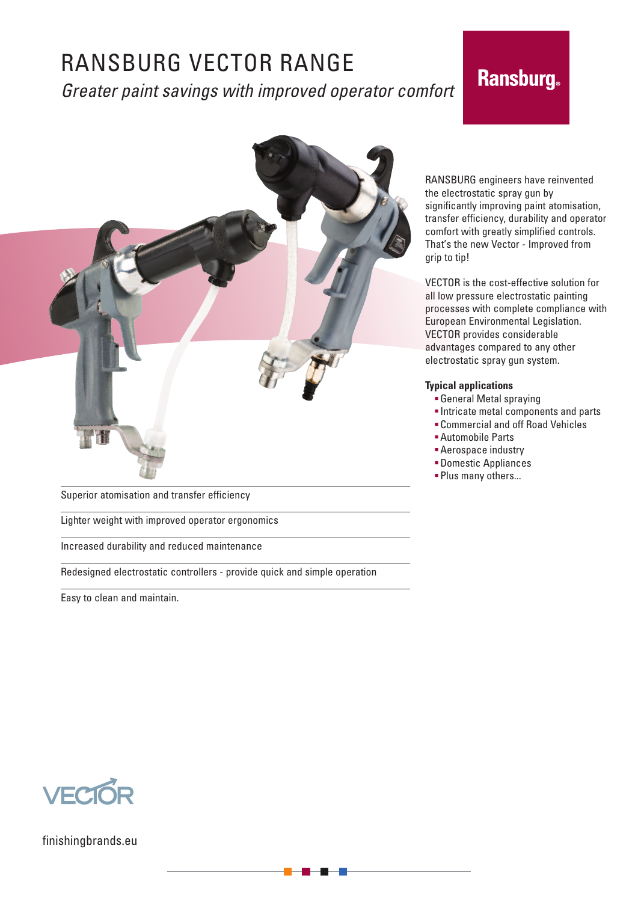# RANSBURG VECTOR RANGE

*Greater paint savings with improved operator comfort*

Ransburg

RANSBURG engineers have reinvented the electrostatic spray gun by significantly improving paint atomisation, transfer efficiency, durability and operator comfort with greatly simplified controls. That's the new Vector - Improved from grip to tip!

VECTOR is the cost-effective solution for all low pressure electrostatic painting processes with complete compliance with European Environmental Legislation. VECTOR provides considerable advantages compared to any other electrostatic spray gun system.

**Typical applications**

- General Metal spraying
- Intricate metal components and parts
- Commercial and off Road Vehicles
- Automobile Parts
- Aerospace industry
- Domestic Appliances
- Plus many others...

---

Superior atomisation and transfer efficiency

---

Lighter weight with improved operator ergonomics

---

Increased durability and reduced maintenance

---

Redesigned electrostatic controllers - provide quick and simple operation

---

Easy to clean and maintain.

VECTOR

finishingbrands.eu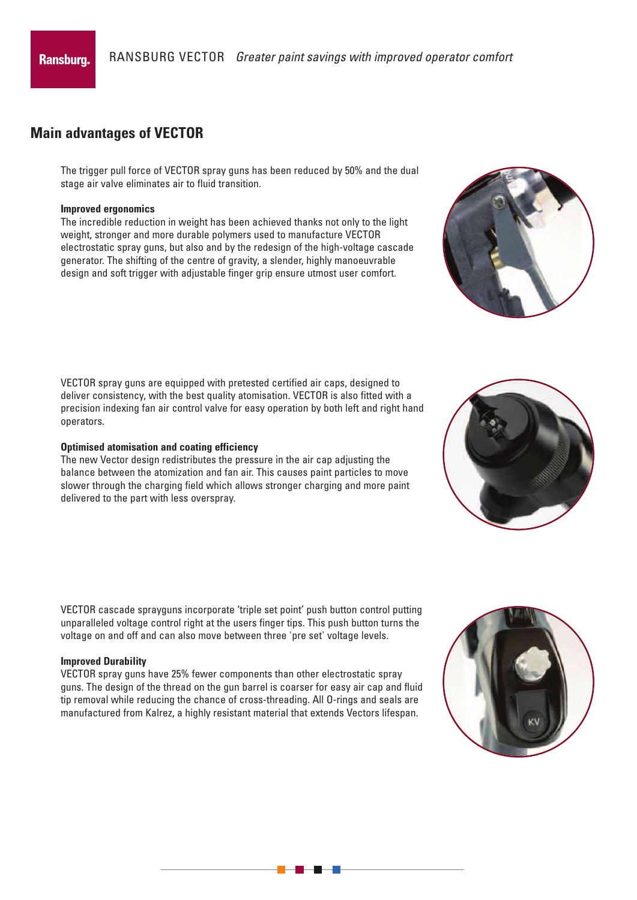## Main advantages of VECTOR

The trigger pull force of VECTOR spray guns has been reduced by 50% and the dual stage air valve eliminates air to fluid transition.

**Improved ergonomics**

The incredible reduction in weight has been achieved thanks not only to the light weight, stronger and more durable polymers used to manufacture VECTOR electrostatic spray guns, but also and by the redesign of the high-voltage cascade generator. The shifting of the centre of gravity, a slender, highly manoeuvrable design and soft trigger with adjustable finger grip ensure utmost user comfort.

VECTOR spray guns are equipped with pretested certified air caps, designed to deliver consistency, with the best quality atomisation. VECTOR is also fitted with a precision indexing fan air control valve for easy operation by both left and right hand operators.

**Optimised atomisation and coating efficiency**

The new Vector design redistributes the pressure in the air cap adjusting the balance between the atomization and fan air. This causes paint particles to move slower through the charging field which allows stronger charging and more paint delivered to the part with less overspray.

VECTOR cascade sprayguns incorporate 'triple set point' push button control putting unparalleled voltage control right at the users finger tips. This push button turns the voltage on and off and can also move between three 'pre set' voltage levels.

**Improved Durability**

VECTOR spray guns have 25% fewer components than other electrostatic spray guns. The design of the thread on the gun barrel is coarser for easy air cap and fluid tip removal while reducing the chance of cross-threading. All O-rings and seals are manufactured from Kalrez, a highly resistant material that extends Vectors lifespan.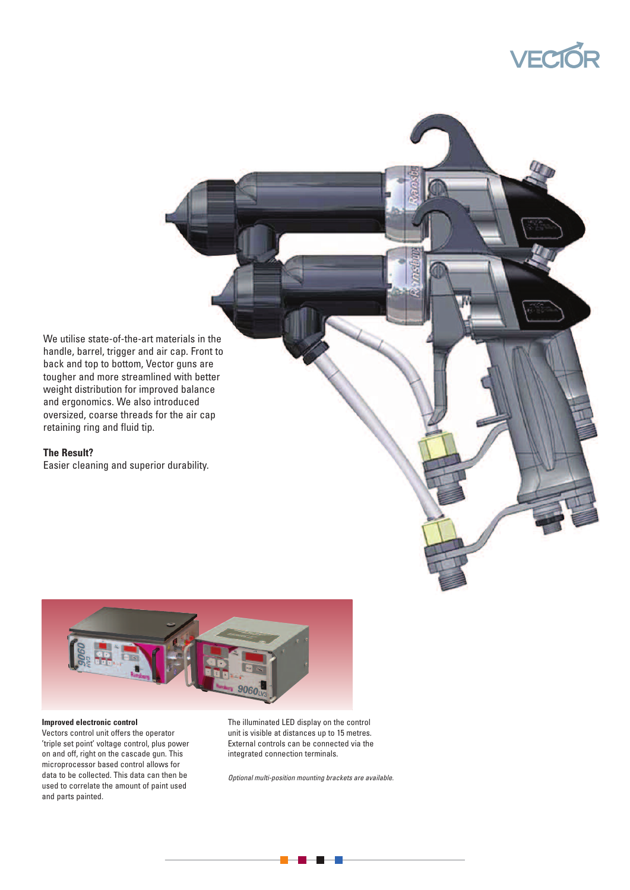We utilise state-of-the-art materials in the handle, barrel, trigger and air cap. Front to back and top to bottom, Vector guns are tougher and more streamlined with better weight distribution for improved balance and ergonomics. We also introduced oversized, coarse threads for the air cap retaining ring and fluid tip.

**The Result?**
Easier cleaning and superior durability.

**Improved electronic control**
Vectors control unit offers the operator 'triple set point' voltage control, plus power on and off, right on the cascade gun. This microprocessor based control allows for data to be collected. This data can then be used to correlate the amount of paint used and parts painted.

The illuminated LED display on the control unit is visible at distances up to 15 metres. External controls can be connected via the integrated connection terminals.

*Optional multi-position mounting brackets are available.*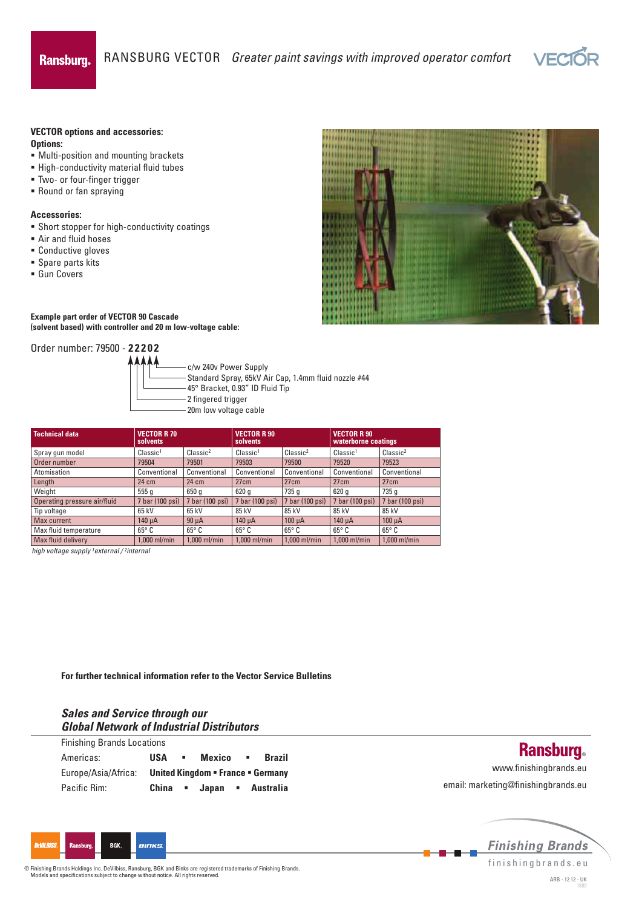## VECTOR options and accessories:

**Options:**

- Multi-position and mounting brackets
- High-conductivity material fluid tubes
- Two- or four-finger trigger
- Round or fan spraying

**Accessories:**

- Short stopper for high-conductivity coatings
- Air and fluid hoses
- Conductive gloves
- Spare parts kits
- Gun Covers

**Example part order of VECTOR 90 Cascade (solvent based) with controller and 20 m low-voltage cable:**

Order number: 79500 - **22202**

- c/w 240v Power Supply
- Standard Spray, 65kV Air Cap, 1.4mm fluid nozzle #44
- 45° Bracket, 0.93" ID Fluid Tip
- 2 fingered trigger
- 20m low voltage cable

| Technical data | VECTOR R 70 solvents | | VECTOR R 90 solvents | | VECTOR R 90 waterborne coatings | |
|---|---|---|---|---|---|---|
| Spray gun model | Classic[1] | Classic[2] | Classic[1] | Classic[2] | Classic[1] | Classic[2] |
| Order number | 79504 | 79501 | 79503 | 79500 | 79520 | 79523 |
| Atomisation | Conventional | Conventional | Conventional | Conventional | Conventional | Conventional |
| Length | 24 cm | 24 cm | 27cm | 27cm | 27cm | 27cm |
| Weight | 555 g | 650 g | 620 g | 735 g | 620 g | 735 g |
| Operating pressure air/fluid | 7 bar (100 psi) | 7 bar (100 psi) | 7 bar (100 psi) | 7 bar (100 psi) | 7 bar (100 psi) | 7 bar (100 psi) |
| Tip voltage | 65 kV | 65 kV | 85 kV | 85 kV | 85 kV | 85 kV |
| Max current | 140 µA | 90 µA | 140 µA | 100 µA | 140 µA | 100 µA |
| Max fluid temperature | 65° C | 65° C | 65° C | 65° C | 65° C | 65° C |
| Max fluid delivery | 1,000 ml/min | 1,000 ml/min | 1,000 ml/min | 1,000 ml/min | 1,000 ml/min | 1,000 ml/min |

*high voltage supply [1]external / [2]internal*

**For further technical information refer to the Vector Service Bulletins**

***Sales and Service through our Global Network of Industrial Distributors***

Finishing Brands Locations

| | |
|---|---|
| Americas: | **USA ▪ Mexico ▪ Brazil** |
| Europe/Asia/Africa: | **United Kingdom ▪ France ▪ Germany** |
| Pacific Rim: | **China ▪ Japan ▪ Australia** |

**Ransburg**

www.finishingbrands.eu

email: marketing@finishingbrands.eu

Finishing Brands

finishingbrands.eu

© Finishing Brands Holdings Inc. DeVilbiss, Ransburg, BGK and Binks are registered trademarks of Finishing Brands. Models and specifications subject to change without notice. All rights reserved.

ARB - 12.12 - UK